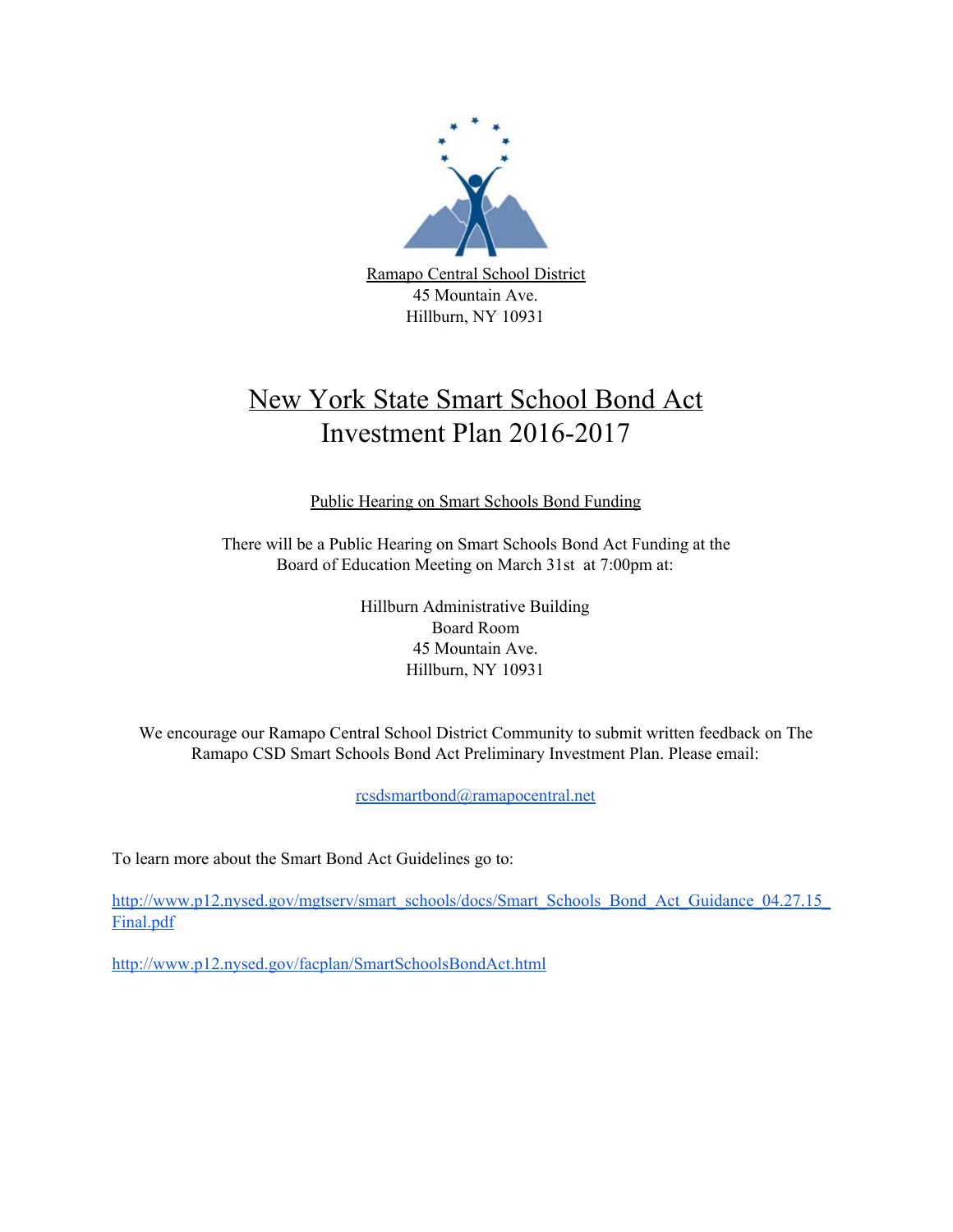Ramapo Central School District
45 Mountain Ave.
Hillburn, NY 10931

# New York State Smart School Bond Act Investment Plan 2016-2017

## Public Hearing on Smart Schools Bond Funding

There will be a Public Hearing on Smart Schools Bond Act Funding at the Board of Education Meeting on March 31st at 7:00pm at:

Hillburn Administrative Building
Board Room
45 Mountain Ave.
Hillburn, NY 10931

We encourage our Ramapo Central School District Community to submit written feedback on The Ramapo CSD Smart Schools Bond Act Preliminary Investment Plan. Please email:

rcsdsmartbond@ramapocentral.net

To learn more about the Smart Bond Act Guidelines go to:

http://www.p12.nysed.gov/mgtserv/smart_schools/docs/Smart_Schools_Bond_Act_Guidance_04.27.15_Final.pdf

http://www.p12.nysed.gov/facplan/SmartSchoolsBondAct.html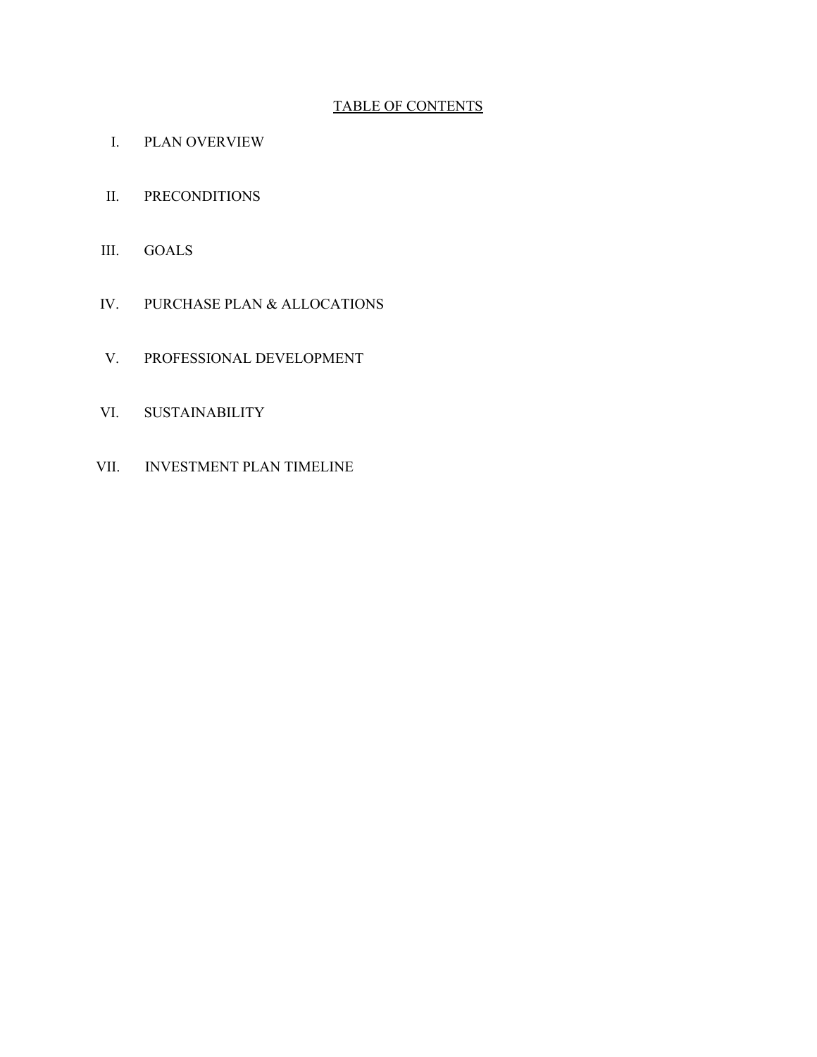# TABLE OF CONTENTS

I. PLAN OVERVIEW

II. PRECONDITIONS

III. GOALS

IV. PURCHASE PLAN & ALLOCATIONS

V. PROFESSIONAL DEVELOPMENT

VI. SUSTAINABILITY

VII. INVESTMENT PLAN TIMELINE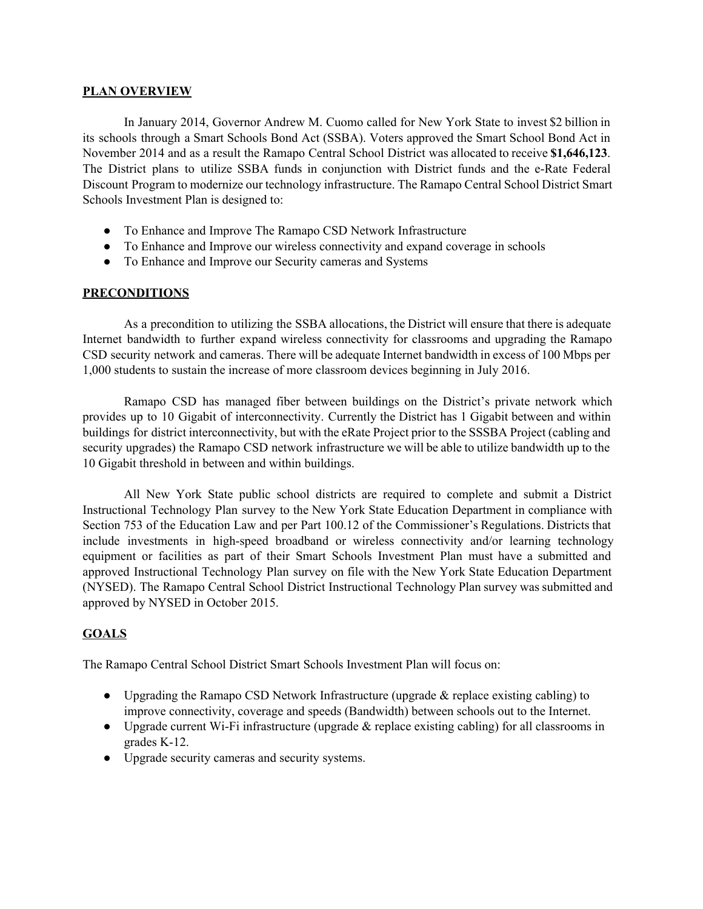## PLAN OVERVIEW

In January 2014, Governor Andrew M. Cuomo called for New York State to invest $2 billion in its schools through a Smart Schools Bond Act (SSBA). Voters approved the Smart School Bond Act in November 2014 and as a result the Ramapo Central School District was allocated to receive **$1,646,123**. The District plans to utilize SSBA funds in conjunction with District funds and the e-Rate Federal Discount Program to modernize our technology infrastructure. The Ramapo Central School District Smart Schools Investment Plan is designed to:

- To Enhance and Improve The Ramapo CSD Network Infrastructure
- To Enhance and Improve our wireless connectivity and expand coverage in schools
- To Enhance and Improve our Security cameras and Systems

## PRECONDITIONS

As a precondition to utilizing the SSBA allocations, the District will ensure that there is adequate Internet bandwidth to further expand wireless connectivity for classrooms and upgrading the Ramapo CSD security network and cameras. There will be adequate Internet bandwidth in excess of 100 Mbps per 1,000 students to sustain the increase of more classroom devices beginning in July 2016.

Ramapo CSD has managed fiber between buildings on the District's private network which provides up to 10 Gigabit of interconnectivity. Currently the District has 1 Gigabit between and within buildings for district interconnectivity, but with the eRate Project prior to the SSSBA Project (cabling and security upgrades) the Ramapo CSD network infrastructure we will be able to utilize bandwidth up to the 10 Gigabit threshold in between and within buildings.

All New York State public school districts are required to complete and submit a District Instructional Technology Plan survey to the New York State Education Department in compliance with Section 753 of the Education Law and per Part 100.12 of the Commissioner's Regulations. Districts that include investments in high-speed broadband or wireless connectivity and/or learning technology equipment or facilities as part of their Smart Schools Investment Plan must have a submitted and approved Instructional Technology Plan survey on file with the New York State Education Department (NYSED). The Ramapo Central School District Instructional Technology Plan survey was submitted and approved by NYSED in October 2015.

## GOALS

The Ramapo Central School District Smart Schools Investment Plan will focus on:

- Upgrading the Ramapo CSD Network Infrastructure (upgrade & replace existing cabling) to improve connectivity, coverage and speeds (Bandwidth) between schools out to the Internet.
- Upgrade current Wi-Fi infrastructure (upgrade & replace existing cabling) for all classrooms in grades K-12.
- Upgrade security cameras and security systems.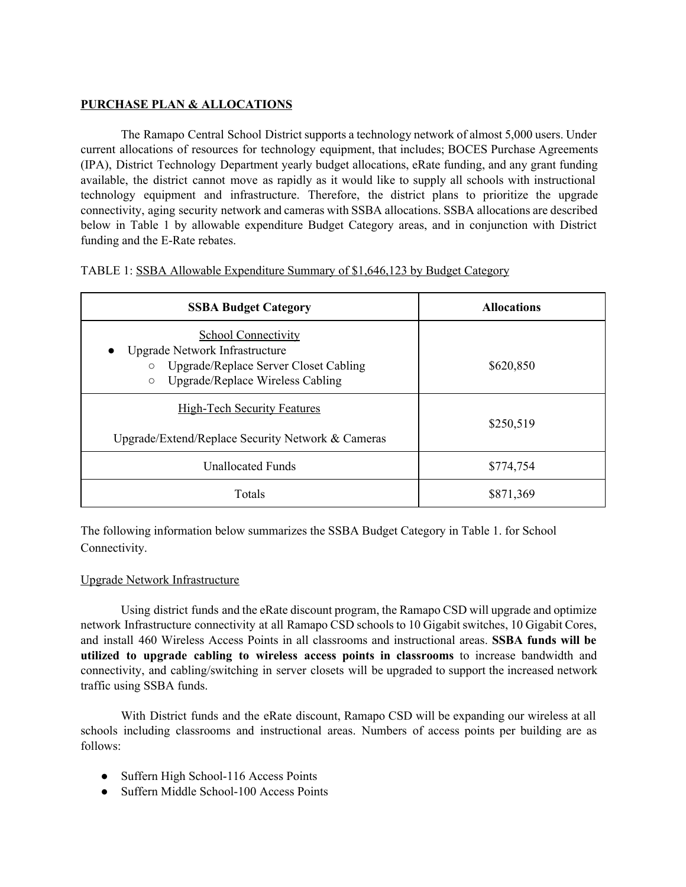**PURCHASE PLAN & ALLOCATIONS**

The Ramapo Central School District supports a technology network of almost 5,000 users. Under current allocations of resources for technology equipment, that includes; BOCES Purchase Agreements (IPA), District Technology Department yearly budget allocations, eRate funding, and any grant funding available, the district cannot move as rapidly as it would like to supply all schools with instructional technology equipment and infrastructure. Therefore, the district plans to prioritize the upgrade connectivity, aging security network and cameras with SSBA allocations. SSBA allocations are described below in Table 1 by allowable expenditure Budget Category areas, and in conjunction with District funding and the E-Rate rebates.

TABLE 1: SSBA Allowable Expenditure Summary of $1,646,123 by Budget Category

| SSBA Budget Category | Allocations |
|---|---|
| School Connectivity<br>• Upgrade Network Infrastructure<br>○ Upgrade/Replace Server Closet Cabling<br>○ Upgrade/Replace Wireless Cabling | $620,850 |
| High-Tech Security Features<br><br>Upgrade/Extend/Replace Security Network & Cameras | $250,519 |
| Unallocated Funds | $774,754 |
| Totals | $871,369 |

The following information below summarizes the SSBA Budget Category in Table 1. for School Connectivity.

Upgrade Network Infrastructure

Using district funds and the eRate discount program, the Ramapo CSD will upgrade and optimize network Infrastructure connectivity at all Ramapo CSD schools to 10 Gigabit switches, 10 Gigabit Cores, and install 460 Wireless Access Points in all classrooms and instructional areas. **SSBA funds will be utilized to upgrade cabling to wireless access points in classrooms** to increase bandwidth and connectivity, and cabling/switching in server closets will be upgraded to support the increased network traffic using SSBA funds.

With District funds and the eRate discount, Ramapo CSD will be expanding our wireless at all schools including classrooms and instructional areas. Numbers of access points per building are as follows:

- Suffern High School-116 Access Points
- Suffern Middle School-100 Access Points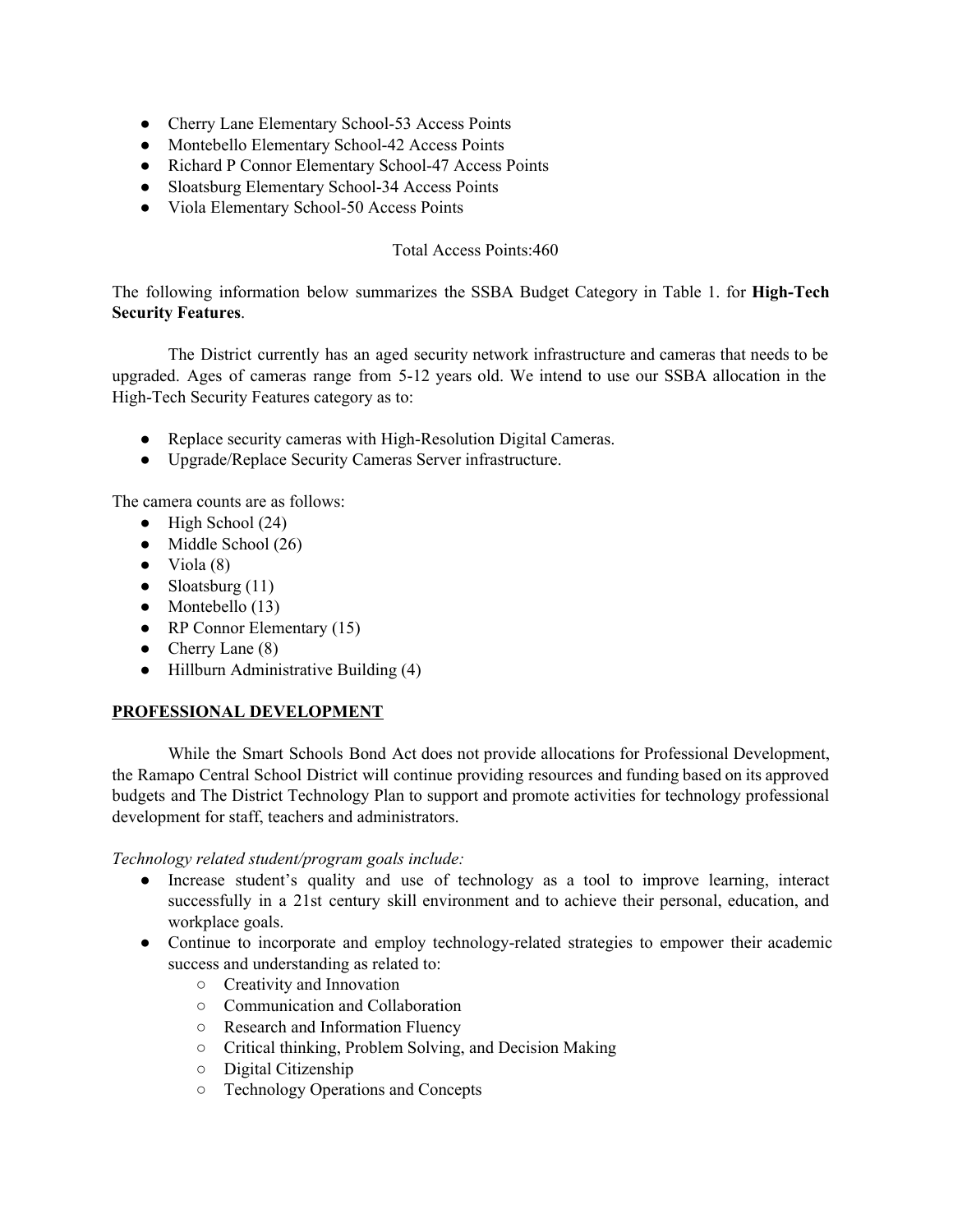- Cherry Lane Elementary School-53 Access Points
- Montebello Elementary School-42 Access Points
- Richard P Connor Elementary School-47 Access Points
- Sloatsburg Elementary School-34 Access Points
- Viola Elementary School-50 Access Points

Total Access Points:460

The following information below summarizes the SSBA Budget Category in Table 1. for **High-Tech Security Features**.

The District currently has an aged security network infrastructure and cameras that needs to be upgraded. Ages of cameras range from 5-12 years old. We intend to use our SSBA allocation in the High-Tech Security Features category as to:

- Replace security cameras with High-Resolution Digital Cameras.
- Upgrade/Replace Security Cameras Server infrastructure.

The camera counts are as follows:

- High School (24)
- Middle School (26)
- Viola (8)
- Sloatsburg (11)
- Montebello (13)
- RP Connor Elementary (15)
- Cherry Lane (8)
- Hillburn Administrative Building (4)

## PROFESSIONAL DEVELOPMENT

While the Smart Schools Bond Act does not provide allocations for Professional Development, the Ramapo Central School District will continue providing resources and funding based on its approved budgets and The District Technology Plan to support and promote activities for technology professional development for staff, teachers and administrators.

*Technology related student/program goals include:*

- Increase student's quality and use of technology as a tool to improve learning, interact successfully in a 21st century skill environment and to achieve their personal, education, and workplace goals.
- Continue to incorporate and employ technology-related strategies to empower their academic success and understanding as related to:
  - Creativity and Innovation
  - Communication and Collaboration
  - Research and Information Fluency
  - Critical thinking, Problem Solving, and Decision Making
  - Digital Citizenship
  - Technology Operations and Concepts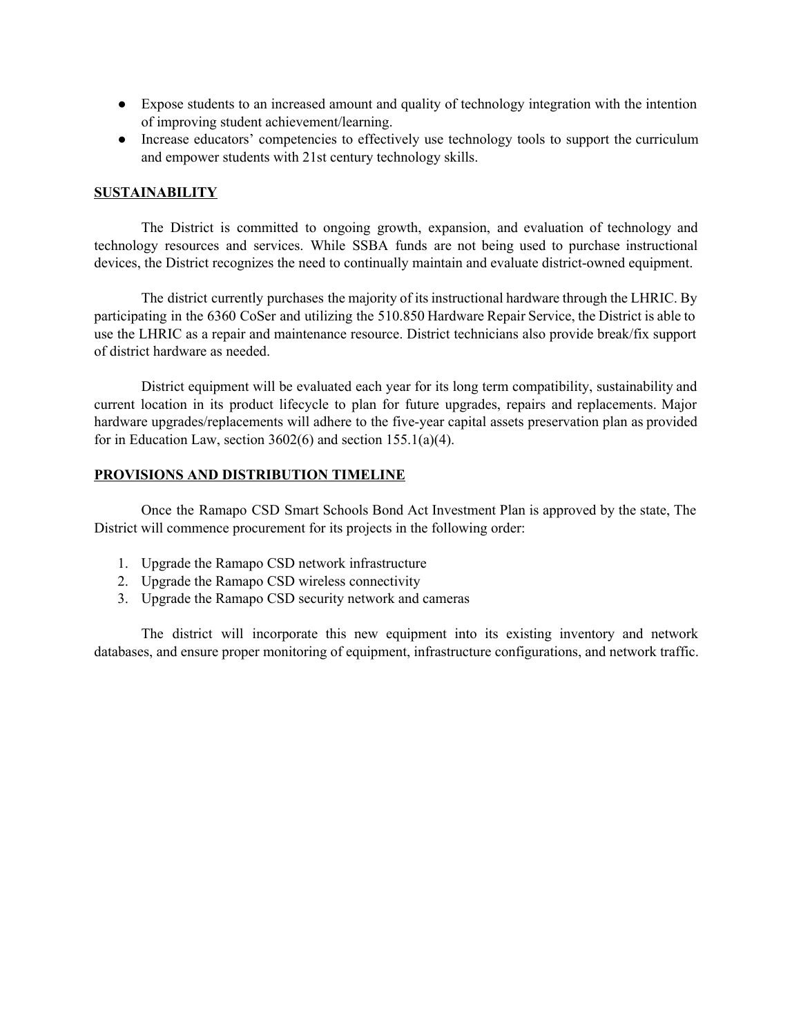- Expose students to an increased amount and quality of technology integration with the intention of improving student achievement/learning.
- Increase educators' competencies to effectively use technology tools to support the curriculum and empower students with 21st century technology skills.

## SUSTAINABILITY

The District is committed to ongoing growth, expansion, and evaluation of technology and technology resources and services. While SSBA funds are not being used to purchase instructional devices, the District recognizes the need to continually maintain and evaluate district-owned equipment.

The district currently purchases the majority of its instructional hardware through the LHRIC. By participating in the 6360 CoSer and utilizing the 510.850 Hardware Repair Service, the District is able to use the LHRIC as a repair and maintenance resource. District technicians also provide break/fix support of district hardware as needed.

District equipment will be evaluated each year for its long term compatibility, sustainability and current location in its product lifecycle to plan for future upgrades, repairs and replacements. Major hardware upgrades/replacements will adhere to the five-year capital assets preservation plan as provided for in Education Law, section 3602(6) and section 155.1(a)(4).

## PROVISIONS AND DISTRIBUTION TIMELINE

Once the Ramapo CSD Smart Schools Bond Act Investment Plan is approved by the state, The District will commence procurement for its projects in the following order:

1. Upgrade the Ramapo CSD network infrastructure
2. Upgrade the Ramapo CSD wireless connectivity
3. Upgrade the Ramapo CSD security network and cameras

The district will incorporate this new equipment into its existing inventory and network databases, and ensure proper monitoring of equipment, infrastructure configurations, and network traffic.